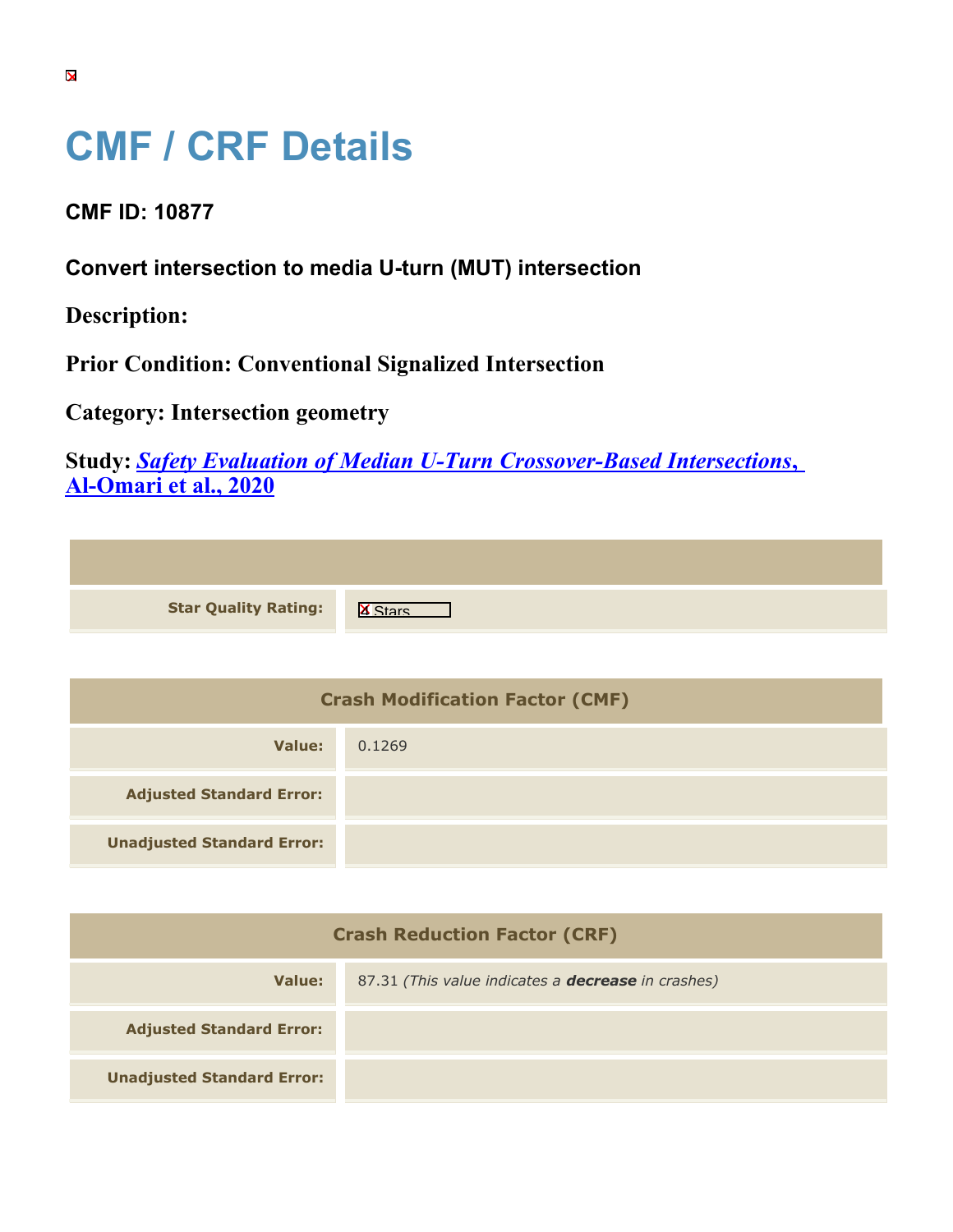# CMF / CRF Details

## CMF ID: 10877

### Convert intersection to media U-turn (MUT) intersection

**Description:**

**Prior Condition: Conventional Signalized Intersection**

**Category: Intersection geometry**

**Study:** ***Safety Evaluation of Median U-Turn Crossover-Based Intersections, Al-Omari et al., 2020***

| | |
|---|---|
| **Star Quality Rating:** | 4 Stars |

| Crash Modification Factor (CMF) | |
|---|---|
| **Value:** | 0.1269 |
| **Adjusted Standard Error:** | |
| **Unadjusted Standard Error:** | |

| Crash Reduction Factor (CRF) | |
|---|---|
| **Value:** | 87.31 *(This value indicates a **decrease** in crashes)* |
| **Adjusted Standard Error:** | |
| **Unadjusted Standard Error:** | |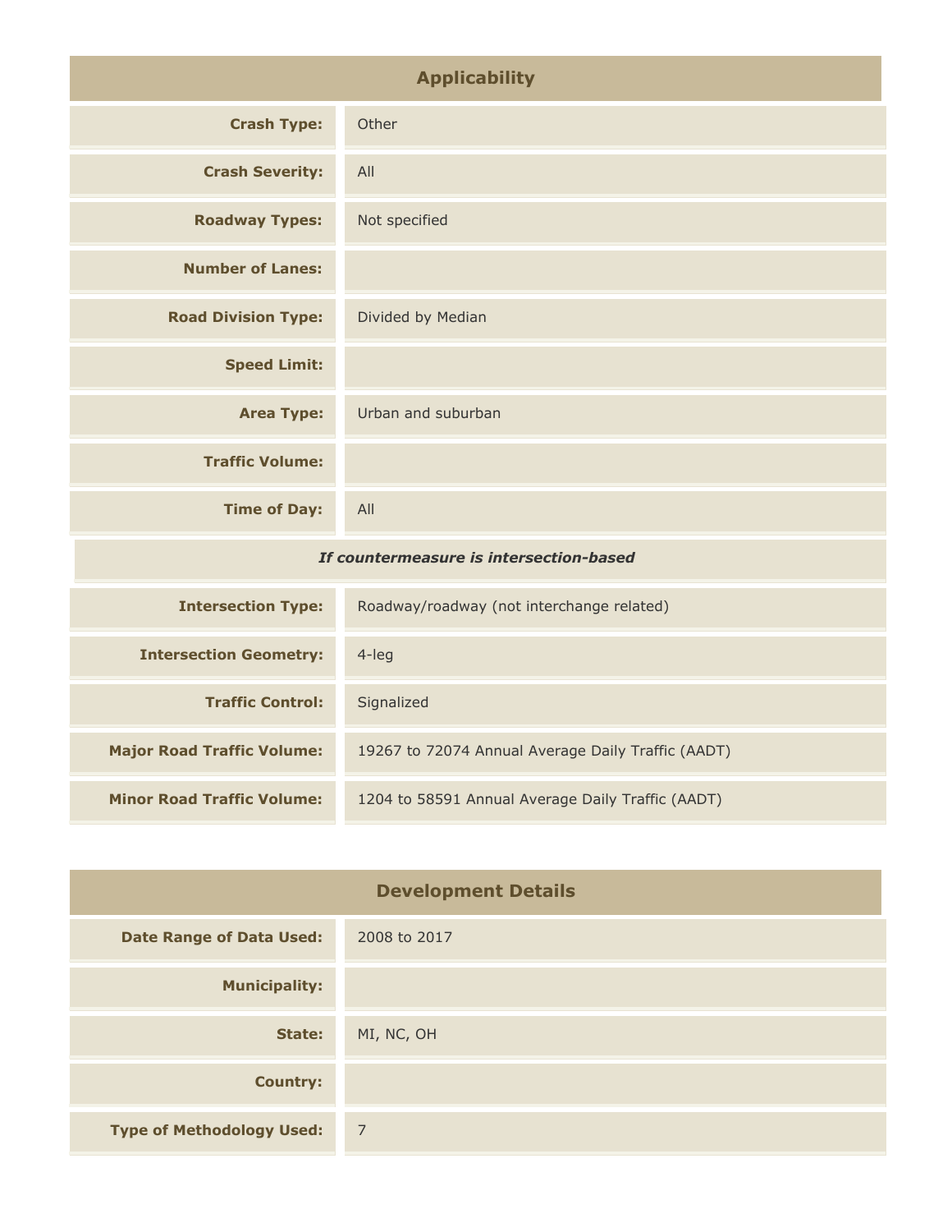## Applicability

| | |
|---|---|
| **Crash Type:** | Other |
| **Crash Severity:** | All |
| **Roadway Types:** | Not specified |
| **Number of Lanes:** | |
| **Road Division Type:** | Divided by Median |
| **Speed Limit:** | |
| **Area Type:** | Urban and suburban |
| **Traffic Volume:** | |
| **Time of Day:** | All |
| ***If countermeasure is intersection-based*** | |
| **Intersection Type:** | Roadway/roadway (not interchange related) |
| **Intersection Geometry:** | 4-leg |
| **Traffic Control:** | Signalized |
| **Major Road Traffic Volume:** | 19267 to 72074 Annual Average Daily Traffic (AADT) |
| **Minor Road Traffic Volume:** | 1204 to 58591 Annual Average Daily Traffic (AADT) |

## Development Details

| | |
|---|---|
| **Date Range of Data Used:** | 2008 to 2017 |
| **Municipality:** | |
| **State:** | MI, NC, OH |
| **Country:** | |
| **Type of Methodology Used:** | 7 |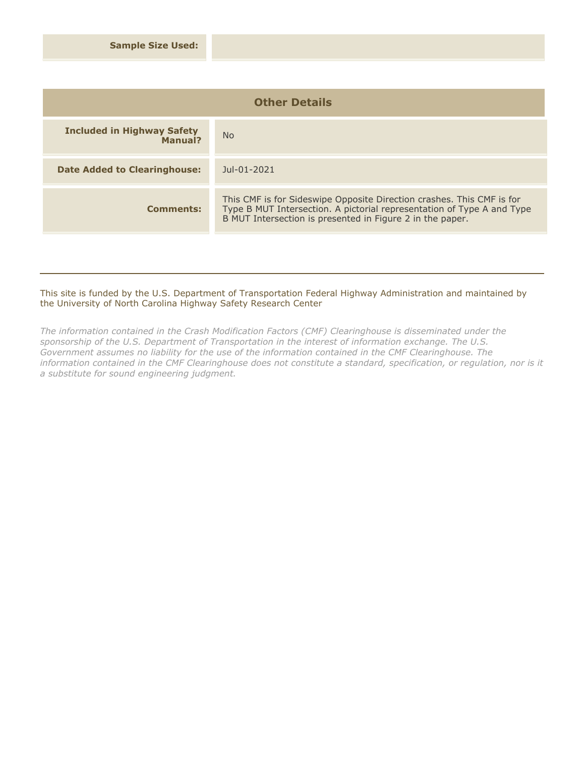| | |
|---|---|
| **Sample Size Used:** | |

## Other Details

| | |
|---|---|
| **Included in Highway Safety Manual?** | No |
| **Date Added to Clearinghouse:** | Jul-01-2021 |
| **Comments:** | This CMF is for Sideswipe Opposite Direction crashes. This CMF is for Type B MUT Intersection. A pictorial representation of Type A and Type B MUT Intersection is presented in Figure 2 in the paper. |

---

This site is funded by the U.S. Department of Transportation Federal Highway Administration and maintained by the University of North Carolina Highway Safety Research Center

*The information contained in the Crash Modification Factors (CMF) Clearinghouse is disseminated under the sponsorship of the U.S. Department of Transportation in the interest of information exchange. The U.S. Government assumes no liability for the use of the information contained in the CMF Clearinghouse. The information contained in the CMF Clearinghouse does not constitute a standard, specification, or regulation, nor is it a substitute for sound engineering judgment.*